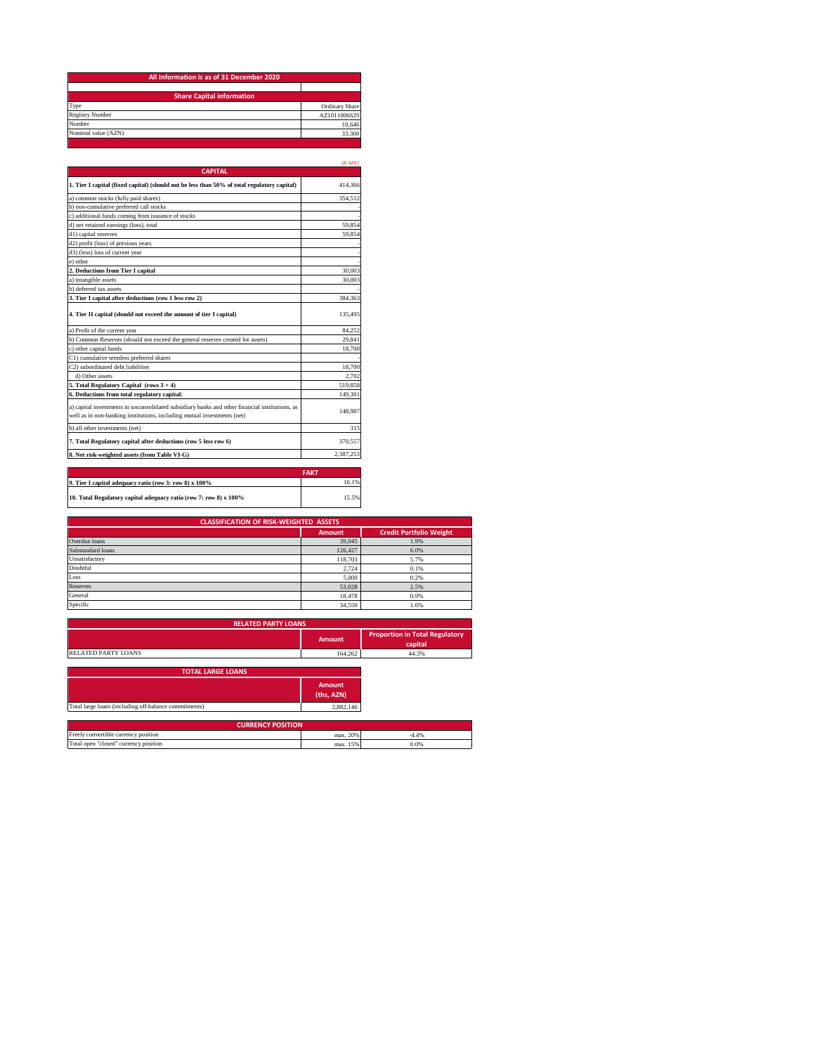| All Information is as of 31 December 2020 | |
|---|---|
| | |

| Share Capital information | |
|---|---|
| Type | Ordinary Share |
| Registry Number | AZ1011006629 |
| Number | 10,646 |
| Nominal value (AZN) | 33,300 |

*(K AZN)*

| CAPITAL | |
|---|---|
| **1. Tier I capital (fixed capital) (should not be less than 50% of total regulatory capital)** | 414,366 |
| a) common stocks (fully paid shares) | 354,512 |
| b) non-cumulative preferred call stocks | - |
| c) additional funds coming from issuance of stocks | - |
| d) net retained earnings (loss), total | 59,854 |
| d1) capital reserves | 59,854 |
| d2) profit (loss) of previous years | - |
| d3) (less) loss of current year | - |
| e) other | - |
| **2. Deductions from Tier I capital** | 30,003 |
| a) intangible assets | 30,003 |
| b) deferred tax assets | - |
| **3. Tier I capital after deductions (row 1 less row 2)** | 384,363 |
| **4. Tier II capital (should not exceed the amount of tier I capital)** | 135,495 |
| a) Profit of the current year | 84,252 |
| b) Common Reserves (should not exceed the general reserves created for assets) | 29,841 |
| c) other capital funds | 18,700 |
| C1) cumulative termless preferred shares | - |
| C2) subordinated debt liabilities | 18,700 |
| d) Other assets | 2,702 |
| **5. Total Regulatory Capital (rows 3 + 4)** | 519,858 |
| **6. Deductions from total regulatory capital:** | 149,301 |
| a) capital investments in unconsolidated subsidiary banks and other financial institutions, as well as in non-banking institutions, including mutual investments (net) | 148,987 |
| b) all other investments (net) | 315 |
| **7. Total Regulatory capital after deductions (row 5 less row 6)** | 370,557 |
| **8. Net risk-weighted assets (from Table VI-G)** | 2,387,253 |

| | FAKT |
|---|---|
| **9. Tier I capital adequacy ratio (row 3: row 8) x 100%** | 16.1% |
| **10. Total Regulatory capital adequacy ratio (row 7: row 8) x 100%** | 15.5% |

| CLASSIFICATION OF RISK-WEIGHTED ASSETS | Amount | Credit Portfolio Weight |
|---|---|---|
| Overdue loans | 39,045 | 1.9% |
| Substandard loans | 126,427 | 6.0% |
| Unsatisfactory | 118,703 | 5.7% |
| Doubtful | 2,724 | 0.1% |
| Loss | 5,000 | 0.2% |
| Reserves | 53,028 | 2.5% |
| General | 18,478 | 0.9% |
| Specific | 34,550 | 1.6% |

| RELATED PARTY LOANS | Amount | Proportion in Total Regulatory capital |
|---|---|---|
| RELATED PARTY LOANS | 164,262 | 44.3% |

| TOTAL LARGE LOANS | Amount (ths, AZN) |
|---|---|
| Total large loans (including off-balance commitments) | 2,882,146 |

| CURRENCY POSITION | | |
|---|---|---|
| Freely convertible currency position | max. 20% | -4.4% |
| Total open "closed" currency position | max. 15% | 0.0% |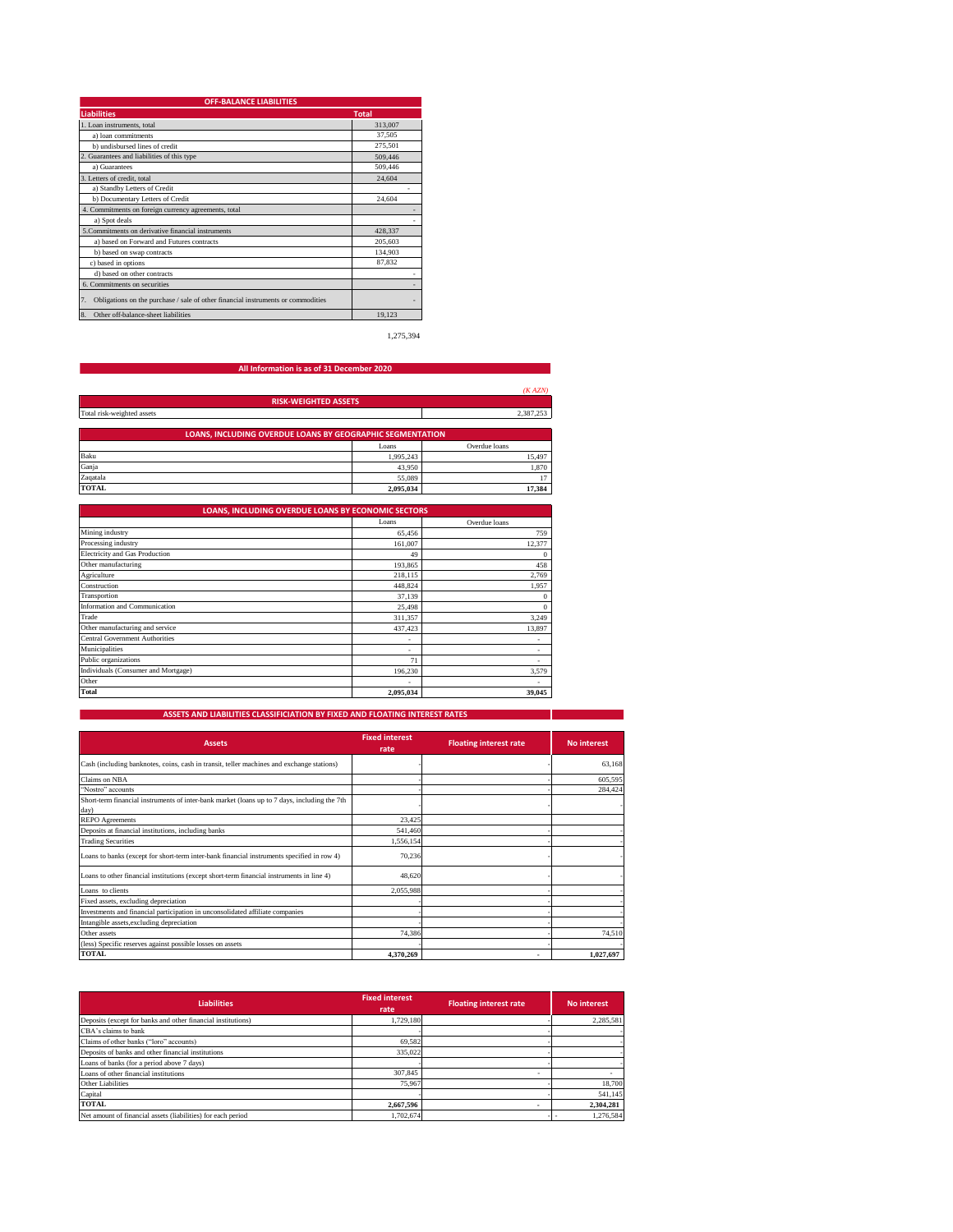| OFF-BALANCE LIABILITIES | |
|---|---|
| **Liabilities** | **Total** |
| 1. Loan instruments, total | 313,007 |
| a) loan commitments | 37,505 |
| b) undisbursed lines of credit | 275,501 |
| 2. Guarantees and liabilities of this type | 509,446 |
| a) Guarantees | 509,446 |
| 3. Letters of credit, total | 24,604 |
| a) Standby Letters of Credit | - |
| b) Documentary Letters of Credit | 24,604 |
| 4. Commitments on foreign currency agreements, total | - |
| a) Spot deals | - |
| 5.Commitments on derivative financial instruments | 428,337 |
| a) based on Forward and Futures contracts | 205,603 |
| b) based on swap contracts | 134,903 |
| c) based in options | 87,832 |
| d) based on other contracts | - |
| 6. Commitments on securities | - |
| 7. Obligations on the purchase / sale of other financial instruments or commodities | - |
| 8. Other off-balance-sheet liabilities | 19,123 |
| | 1,275,394 |

## All Information is as of 31 December 2020

*(K AZN)*

| RISK-WEIGHTED ASSETS | |
|---|---|
| Total risk-weighted assets | 2,387,253 |

| LOANS, INCLUDING OVERDUE LOANS BY GEOGRAPHIC SEGMENTATION | | |
|---|---|---|
| | Loans | Overdue loans |
| Baku | 1,995,243 | 15,497 |
| Ganja | 43,950 | 1,870 |
| Zaqatala | 55,089 | 17 |
| **TOTAL** | **2,095,034** | **17,384** |

| LOANS, INCLUDING OVERDUE LOANS BY ECONOMIC SECTORS | | |
|---|---|---|
| | Loans | Overdue loans |
| Mining industry | 65,456 | 759 |
| Processing industry | 161,007 | 12,377 |
| Electricity and Gas Production | 49 | 0 |
| Other manufacturing | 193,865 | 458 |
| Agriculture | 218,115 | 2,769 |
| Construction | 448,824 | 1,957 |
| Transportion | 37,139 | 0 |
| Information and Communication | 25,498 | 0 |
| Trade | 311,357 | 3,249 |
| Other manufacturing and service | 437,423 | 13,897 |
| Central Government Authorities | - | - |
| Municipalities | - | - |
| Public organizations | 71 | - |
| Individuals (Consumer and Mortgage) | 196,230 | 3,579 |
| Other | - | - |
| **Total** | **2,095,034** | **39,045** |

## ASSETS AND LIABILITIES CLASSIFICIATION BY FIXED AND FLOATING INTEREST RATES

| Assets | Fixed interest rate | Floating interest rate | No interest |
|---|---|---|---|
| Cash (including banknotes, coins, cash in transit, teller machines and exchange stations) | - | - | 63,168 |
| Claims on NBA | - | - | 605,595 |
| "Nostro" accounts | - | - | 284,424 |
| Short-term financial instruments of inter-bank market (loans up to 7 days, including the 7th day) | - | - | - |
| REPO Agreements | 23,425 | | |
| Deposits at financial institutions, including banks | 541,460 | - | - |
| Trading Securities | 1,556,154 | - | - |
| Loans to banks (except for short-term inter-bank financial instruments specified in row 4) | 70,236 | - | - |
| Loans to other financial institutions (except short-term financial instruments in line 4) | 48,620 | - | - |
| Loans to clients | 2,055,988 | - | - |
| Fixed assets, excluding depreciation | - | - | - |
| Investments and financial participation in unconsolidated affiliate companies | - | - | - |
| Intangible assets,excluding depreciation | - | - | - |
| Other assets | 74,386 | - | 74,510 |
| (less) Specific reserves against possible losses on assets | - | - | - |
| **TOTAL** | **4,370,269** | **-** | **1,027,697** |

| Liabilities | Fixed interest rate | Floating interest rate | No interest |
|---|---|---|---|
| Deposits (except for banks and other financial institutions) | 1,729,180 | - | 2,285,581 |
| CBA's claims to bank | - | - | - |
| Claims of other banks ("loro" accounts) | 69,582 | - | - |
| Deposits of banks and other financial institutions | 335,022 | - | - |
| Loans of banks (for a period above 7 days) | - | - | - |
| Loans of other financial institutions | 307,845 | - | - |
| Other Liabilities | 75,967 | - | 18,700 |
| Capital | - | - | 541,145 |
| **TOTAL** | **2,667,596** | **-** | **2,304,281** |
| Net amount of financial assets (liabilities) for each period | 1,702,674 | - | - 1,276,584 |